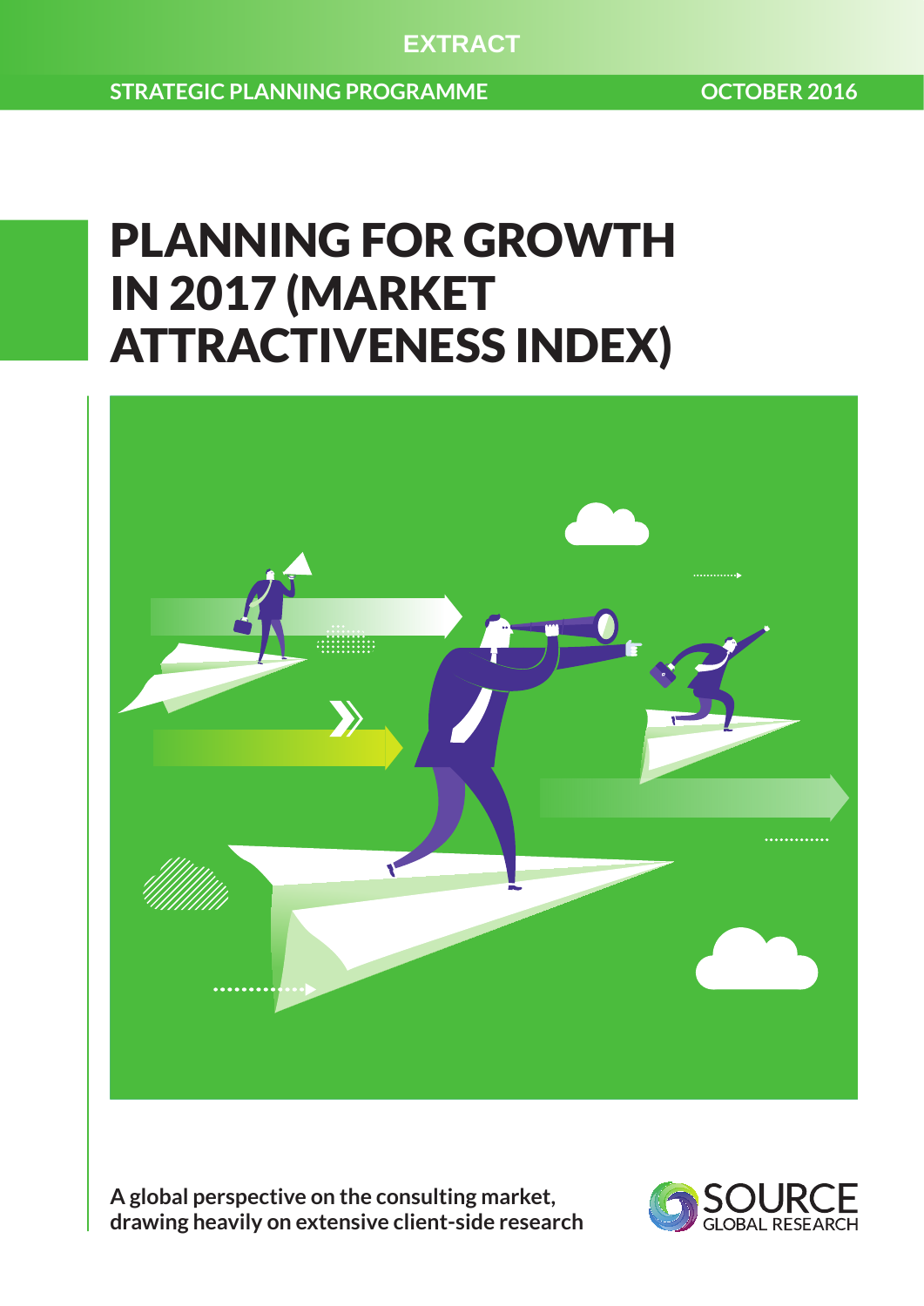EXTRACT

STRATEGIC PLANNING PROGRAMME

OCTOBER 2016

# PLANNING FOR GROWTH IN 2017 (MARKET ATTRACTIVENESS INDEX)

**A global perspective on the consulting market, drawing heavily on extensive client-side research**

SOURCE GLOBAL RESEARCH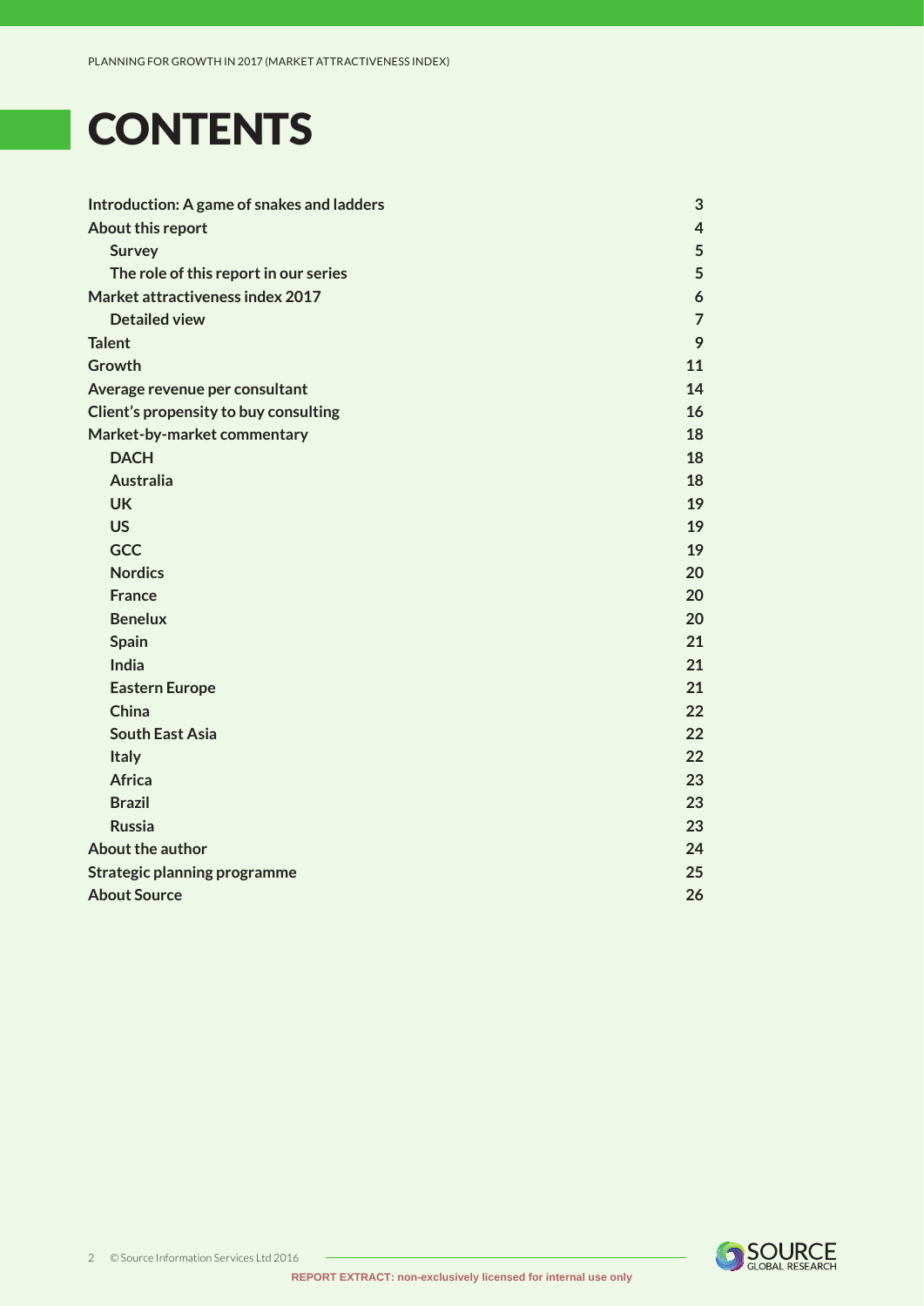# CONTENTS

| | |
|---|---|
| **Introduction: A game of snakes and ladders** | **3** |
| **About this report** | **4** |
| &nbsp;&nbsp;&nbsp;&nbsp;**Survey** | **5** |
| &nbsp;&nbsp;&nbsp;&nbsp;**The role of this report in our series** | **5** |
| **Market attractiveness index 2017** | **6** |
| &nbsp;&nbsp;&nbsp;&nbsp;**Detailed view** | **7** |
| **Talent** | **9** |
| **Growth** | **11** |
| **Average revenue per consultant** | **14** |
| **Client's propensity to buy consulting** | **16** |
| **Market-by-market commentary** | **18** |
| &nbsp;&nbsp;&nbsp;&nbsp;**DACH** | **18** |
| &nbsp;&nbsp;&nbsp;&nbsp;**Australia** | **18** |
| &nbsp;&nbsp;&nbsp;&nbsp;**UK** | **19** |
| &nbsp;&nbsp;&nbsp;&nbsp;**US** | **19** |
| &nbsp;&nbsp;&nbsp;&nbsp;**GCC** | **19** |
| &nbsp;&nbsp;&nbsp;&nbsp;**Nordics** | **20** |
| &nbsp;&nbsp;&nbsp;&nbsp;**France** | **20** |
| &nbsp;&nbsp;&nbsp;&nbsp;**Benelux** | **20** |
| &nbsp;&nbsp;&nbsp;&nbsp;**Spain** | **21** |
| &nbsp;&nbsp;&nbsp;&nbsp;**India** | **21** |
| &nbsp;&nbsp;&nbsp;&nbsp;**Eastern Europe** | **21** |
| &nbsp;&nbsp;&nbsp;&nbsp;**China** | **22** |
| &nbsp;&nbsp;&nbsp;&nbsp;**South East Asia** | **22** |
| &nbsp;&nbsp;&nbsp;&nbsp;**Italy** | **22** |
| &nbsp;&nbsp;&nbsp;&nbsp;**Africa** | **23** |
| &nbsp;&nbsp;&nbsp;&nbsp;**Brazil** | **23** |
| &nbsp;&nbsp;&nbsp;&nbsp;**Russia** | **23** |
| **About the author** | **24** |
| **Strategic planning programme** | **25** |
| **About Source** | **26** |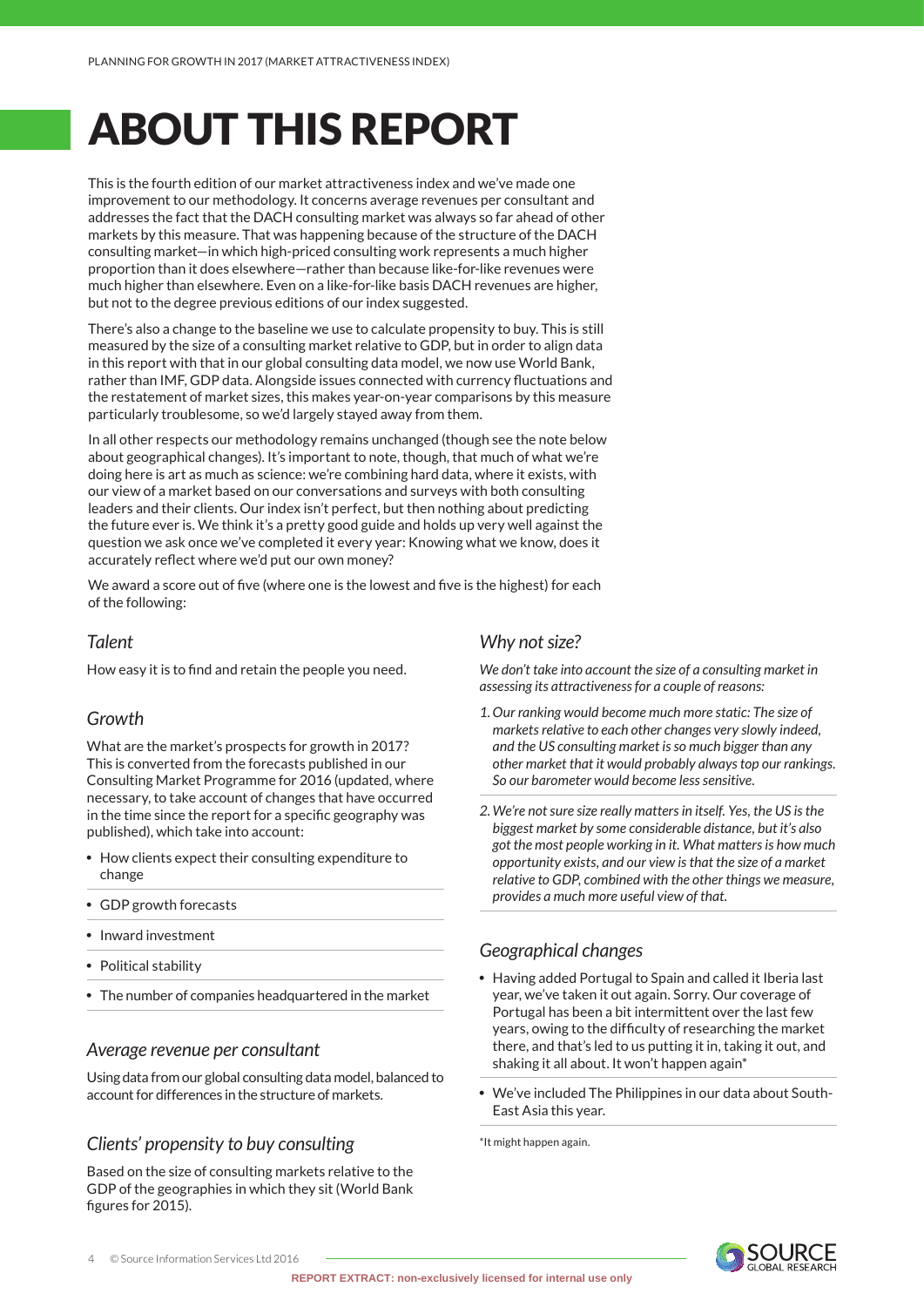# ABOUT THIS REPORT

This is the fourth edition of our market attractiveness index and we've made one improvement to our methodology. It concerns average revenues per consultant and addresses the fact that the DACH consulting market was always so far ahead of other markets by this measure. That was happening because of the structure of the DACH consulting market—in which high-priced consulting work represents a much higher proportion than it does elsewhere—rather than because like-for-like revenues were much higher than elsewhere. Even on a like-for-like basis DACH revenues are higher, but not to the degree previous editions of our index suggested.

There's also a change to the baseline we use to calculate propensity to buy. This is still measured by the size of a consulting market relative to GDP, but in order to align data in this report with that in our global consulting data model, we now use World Bank, rather than IMF, GDP data. Alongside issues connected with currency fluctuations and the restatement of market sizes, this makes year-on-year comparisons by this measure particularly troublesome, so we'd largely stayed away from them.

In all other respects our methodology remains unchanged (though see the note below about geographical changes). It's important to note, though, that much of what we're doing here is art as much as science: we're combining hard data, where it exists, with our view of a market based on our conversations and surveys with both consulting leaders and their clients. Our index isn't perfect, but then nothing about predicting the future ever is. We think it's a pretty good guide and holds up very well against the question we ask once we've completed it every year: Knowing what we know, does it accurately reflect where we'd put our own money?

We award a score out of five (where one is the lowest and five is the highest) for each of the following:

### *Talent*

How easy it is to find and retain the people you need.

### *Growth*

What are the market's prospects for growth in 2017? This is converted from the forecasts published in our Consulting Market Programme for 2016 (updated, where necessary, to take account of changes that have occurred in the time since the report for a specific geography was published), which take into account:

- How clients expect their consulting expenditure to change
- GDP growth forecasts
- Inward investment
- Political stability
- The number of companies headquartered in the market

### *Average revenue per consultant*

Using data from our global consulting data model, balanced to account for differences in the structure of markets.

### *Clients' propensity to buy consulting*

Based on the size of consulting markets relative to the GDP of the geographies in which they sit (World Bank figures for 2015).

### *Why not size?*

*We don't take into account the size of a consulting market in assessing its attractiveness for a couple of reasons:*

1. *Our ranking would become much more static: The size of markets relative to each other changes very slowly indeed, and the US consulting market is so much bigger than any other market that it would probably always top our rankings. So our barometer would become less sensitive.*
2. *We're not sure size really matters in itself. Yes, the US is the biggest market by some considerable distance, but it's also got the most people working in it. What matters is how much opportunity exists, and our view is that the size of a market relative to GDP, combined with the other things we measure, provides a much more useful view of that.*

### *Geographical changes*

- Having added Portugal to Spain and called it Iberia last year, we've taken it out again. Sorry. Our coverage of Portugal has been a bit intermittent over the last few years, owing to the difficulty of researching the market there, and that's led to us putting it in, taking it out, and shaking it all about. It won't happen again*
- We've included The Philippines in our data about South-East Asia this year.

*It might happen again.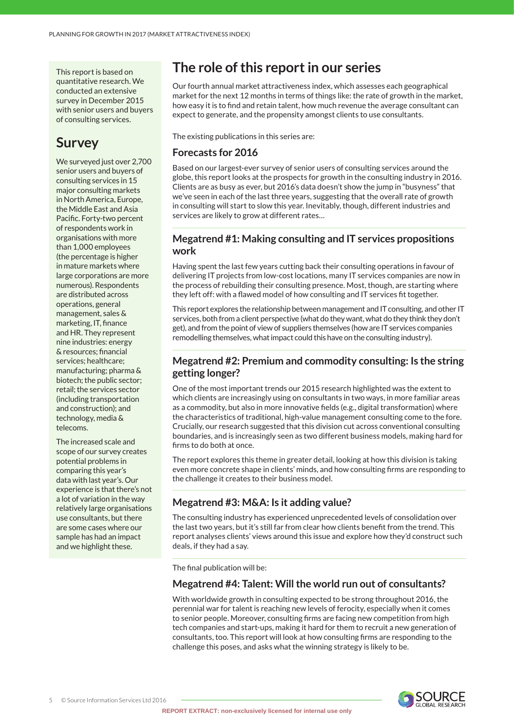This report is based on quantitative research. We conducted an extensive survey in December 2015 with senior users and buyers of consulting services.

## Survey

We surveyed just over 2,700 senior users and buyers of consulting services in 15 major consulting markets in North America, Europe, the Middle East and Asia Pacific. Forty-two percent of respondents work in organisations with more than 1,000 employees (the percentage is higher in mature markets where large corporations are more numerous). Respondents are distributed across operations, general management, sales & marketing, IT, finance and HR. They represent nine industries: energy & resources; financial services; healthcare; manufacturing; pharma & biotech; the public sector; retail; the services sector (including transportation and construction); and technology, media & telecoms.

The increased scale and scope of our survey creates potential problems in comparing this year's data with last year's. Our experience is that there's not a lot of variation in the way relatively large organisations use consultants, but there are some cases where our sample has had an impact and we highlight these.

# The role of this report in our series

Our fourth annual market attractiveness index, which assesses each geographical market for the next 12 months in terms of things like: the rate of growth in the market, how easy it is to find and retain talent, how much revenue the average consultant can expect to generate, and the propensity amongst clients to use consultants.

The existing publications in this series are:

## Forecasts for 2016

Based on our largest-ever survey of senior users of consulting services around the globe, this report looks at the prospects for growth in the consulting industry in 2016. Clients are as busy as ever, but 2016's data doesn't show the jump in "busyness" that we've seen in each of the last three years, suggesting that the overall rate of growth in consulting will start to slow this year. Inevitably, though, different industries and services are likely to grow at different rates…

## Megatrend #1: Making consulting and IT services propositions work

Having spent the last few years cutting back their consulting operations in favour of delivering IT projects from low-cost locations, many IT services companies are now in the process of rebuilding their consulting presence. Most, though, are starting where they left off: with a flawed model of how consulting and IT services fit together.

This report explores the relationship between management and IT consulting, and other IT services, both from a client perspective (what do they want, what do they think they don't get), and from the point of view of suppliers themselves (how are IT services companies remodelling themselves, what impact could this have on the consulting industry).

## Megatrend #2: Premium and commodity consulting: Is the string getting longer?

One of the most important trends our 2015 research highlighted was the extent to which clients are increasingly using on consultants in two ways, in more familiar areas as a commodity, but also in more innovative fields (e.g., digital transformation) where the characteristics of traditional, high-value management consulting come to the fore. Crucially, our research suggested that this division cut across conventional consulting boundaries, and is increasingly seen as two different business models, making hard for firms to do both at once.

The report explores this theme in greater detail, looking at how this division is taking even more concrete shape in clients' minds, and how consulting firms are responding to the challenge it creates to their business model.

## Megatrend #3: M&A: Is it adding value?

The consulting industry has experienced unprecedented levels of consolidation over the last two years, but it's still far from clear how clients benefit from the trend. This report analyses clients' views around this issue and explore how they'd construct such deals, if they had a say.

The final publication will be:

## Megatrend #4: Talent: Will the world run out of consultants?

With worldwide growth in consulting expected to be strong throughout 2016, the perennial war for talent is reaching new levels of ferocity, especially when it comes to senior people. Moreover, consulting firms are facing new competition from high tech companies and start-ups, making it hard for them to recruit a new generation of consultants, too. This report will look at how consulting firms are responding to the challenge this poses, and asks what the winning strategy is likely to be.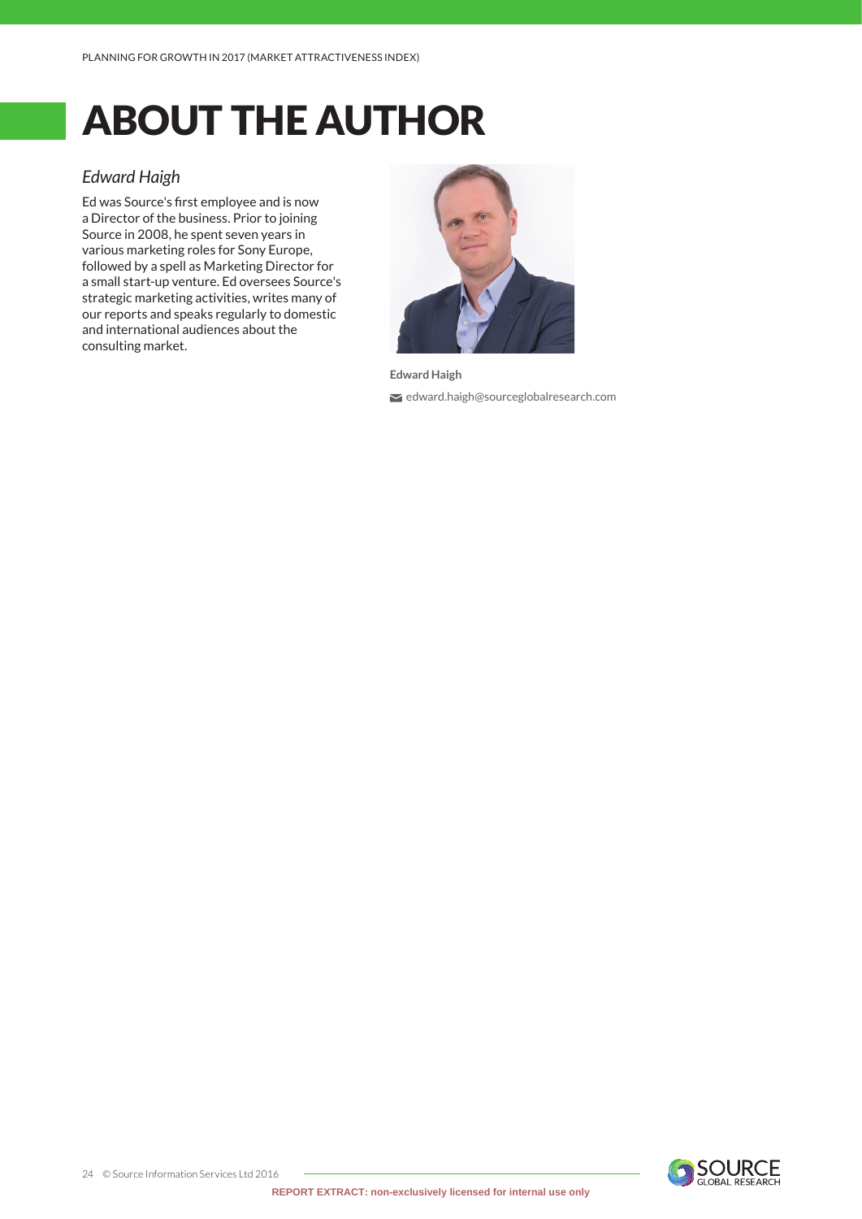# ABOUT THE AUTHOR

*Edward Haigh*

Ed was Source's first employee and is now a Director of the business. Prior to joining Source in 2008, he spent seven years in various marketing roles for Sony Europe, followed by a spell as Marketing Director for a small start-up venture. Ed oversees Source's strategic marketing activities, writes many of our reports and speaks regularly to domestic and international audiences about the consulting market.

**Edward Haigh**

edward.haigh@sourceglobalresearch.com

REPORT EXTRACT: non-exclusively licensed for internal use only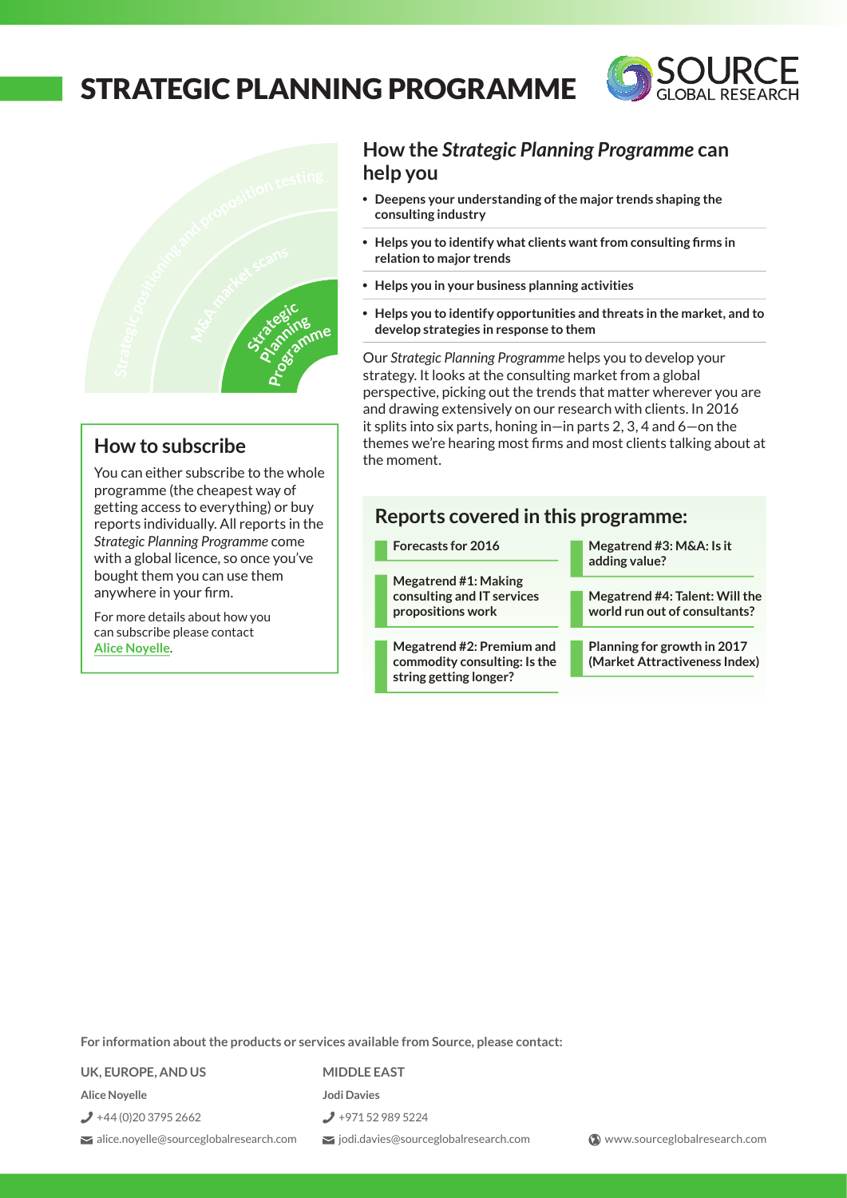# STRATEGIC PLANNING PROGRAMME

Strategic positioning and proposition testing

M&A market scans

Strategic Planning Programme

## How to subscribe

You can either subscribe to the whole programme (the cheapest way of getting access to everything) or buy reports individually. All reports in the *Strategic Planning Programme* come with a global licence, so once you've bought them you can use them anywhere in your firm.

For more details about how you can subscribe please contact Alice Noyelle.

## How the *Strategic Planning Programme* can help you

- **Deepens your understanding of the major trends shaping the consulting industry**
- **Helps you to identify what clients want from consulting firms in relation to major trends**
- **Helps you in your business planning activities**
- **Helps you to identify opportunities and threats in the market, and to develop strategies in response to them**

Our *Strategic Planning Programme* helps you to develop your strategy. It looks at the consulting market from a global perspective, picking out the trends that matter wherever you are and drawing extensively on our research with clients. In 2016 it splits into six parts, honing in—in parts 2, 3, 4 and 6—on the themes we're hearing most firms and most clients talking about at the moment.

## Reports covered in this programme:

- **Forecasts for 2016**
- **Megatrend #1: Making consulting and IT services propositions work**
- **Megatrend #2: Premium and commodity consulting: Is the string getting longer?**
- **Megatrend #3: M&A: Is it adding value?**
- **Megatrend #4: Talent: Will the world run out of consultants?**
- **Planning for growth in 2017 (Market Attractiveness Index)**

**For information about the products or services available from Source, please contact:**

**UK, EUROPE, AND US**

**Alice Noyelle**

+44 (0)20 3795 2662

alice.noyelle@sourceglobalresearch.com

**MIDDLE EAST**

**Jodi Davies**

+971 52 989 5224

jodi.davies@sourceglobalresearch.com

www.sourceglobalresearch.com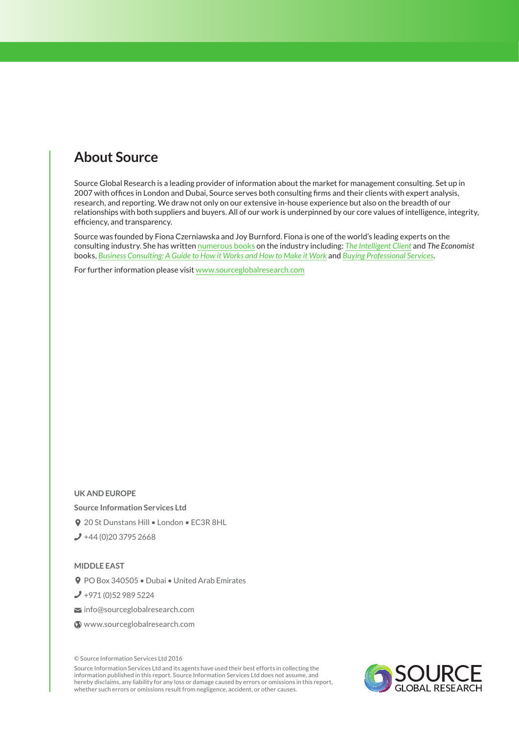## About Source

Source Global Research is a leading provider of information about the market for management consulting. Set up in 2007 with offices in London and Dubai, Source serves both consulting firms and their clients with expert analysis, research, and reporting. We draw not only on our extensive in-house experience but also on the breadth of our relationships with both suppliers and buyers. All of our work is underpinned by our core values of intelligence, integrity, efficiency, and transparency.

Source was founded by Fiona Czerniawska and Joy Burnford. Fiona is one of the world's leading experts on the consulting industry. She has written numerous books on the industry including: *The Intelligent Client* and *The Economist* books, *Business Consulting: A Guide to How it Works and How to Make it Work* and *Buying Professional Services*.

For further information please visit www.sourceglobalresearch.com

**UK AND EUROPE**

**Source Information Services Ltd**

20 St Dunstans Hill • London • EC3R 8HL

+44 (0)20 3795 2668

**MIDDLE EAST**

PO Box 340505 • Dubai • United Arab Emirates

+971 (0)52 989 5224

info@sourceglobalresearch.com

www.sourceglobalresearch.com

© Source Information Services Ltd 2016

Source Information Services Ltd and its agents have used their best efforts in collecting the information published in this report. Source Information Services Ltd does not assume, and hereby disclaims, any liability for any loss or damage caused by errors or omissions in this report, whether such errors or omissions result from negligence, accident, or other causes.

SOURCE GLOBAL RESEARCH